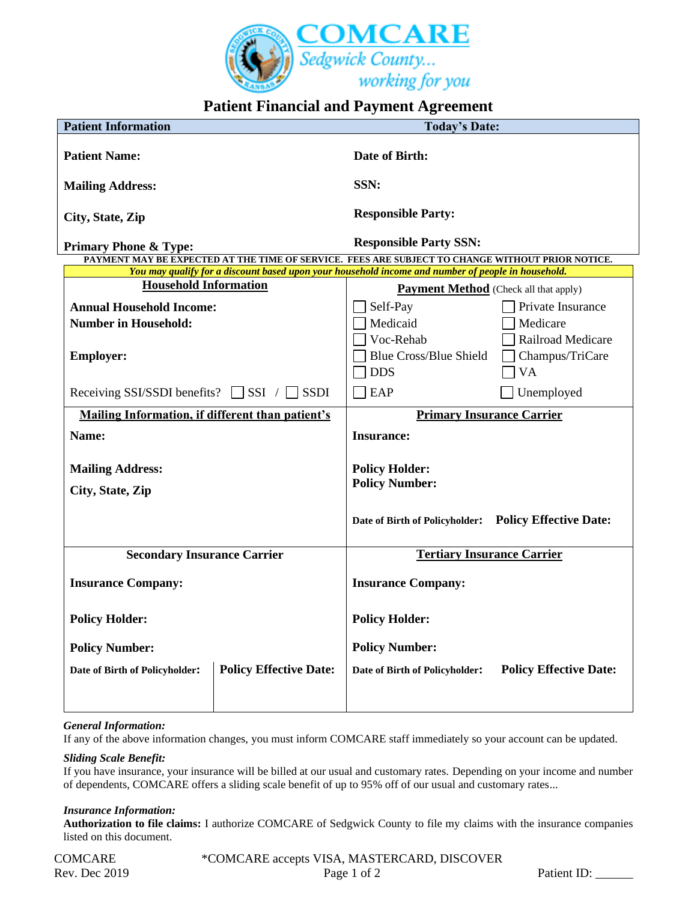COMCARE
Sedgwick County... working for you

# Patient Financial and Payment Agreement

| Patient Information | Today's Date: |
|---|---|
| **Patient Name:** | **Date of Birth:** |
| **Mailing Address:** | **SSN:** |
| **City, State, Zip** | **Responsible Party:** |
| **Primary Phone & Type:** | **Responsible Party SSN:** |

**PAYMENT MAY BE EXPECTED AT THE TIME OF SERVICE. FEES ARE SUBJECT TO CHANGE WITHOUT PRIOR NOTICE.**

***You may qualify for a discount based upon your household income and number of people in household.***

| **Household Information** | **Payment Method** (Check all that apply) |
|---|---|
| **Annual Household Income:** | ☐ Self-Pay ☐ Private Insurance |
| **Number in Household:** | ☐ Medicaid ☐ Medicare |
| | ☐ Voc-Rehab ☐ Railroad Medicare |
| **Employer:** | ☐ Blue Cross/Blue Shield ☐ Champus/TriCare |
| | ☐ DDS ☐ VA |
| Receiving SSI/SSDI benefits? ☐ SSI / ☐ SSDI | ☐ EAP ☐ Unemployed |

| **Mailing Information, if different than patient's** | **Primary Insurance Carrier** |
|---|---|
| **Name:** | **Insurance:** |
| **Mailing Address:** | **Policy Holder:** |
| **City, State, Zip** | **Policy Number:** |
| | **Date of Birth of Policyholder:** **Policy Effective Date:** |

| **Secondary Insurance Carrier** | | **Tertiary Insurance Carrier** | |
|---|---|---|---|
| **Insurance Company:** | | **Insurance Company:** | |
| **Policy Holder:** | | **Policy Holder:** | |
| **Policy Number:** | | **Policy Number:** | |
| **Date of Birth of Policyholder:** | **Policy Effective Date:** | **Date of Birth of Policyholder:** | **Policy Effective Date:** |

***General Information:***
If any of the above information changes, you must inform COMCARE staff immediately so your account can be updated.

***Sliding Scale Benefit:***
If you have insurance, your insurance will be billed at our usual and customary rates. Depending on your income and number of dependents, COMCARE offers a sliding scale benefit of up to 95% off of our usual and customary rates...

***Insurance Information:***
**Authorization to file claims:** I authorize COMCARE of Sedgwick County to file my claims with the insurance companies listed on this document.

COMCARE
Rev. Dec 2019

*COMCARE accepts VISA, MASTERCARD, DISCOVER

Patient ID: ______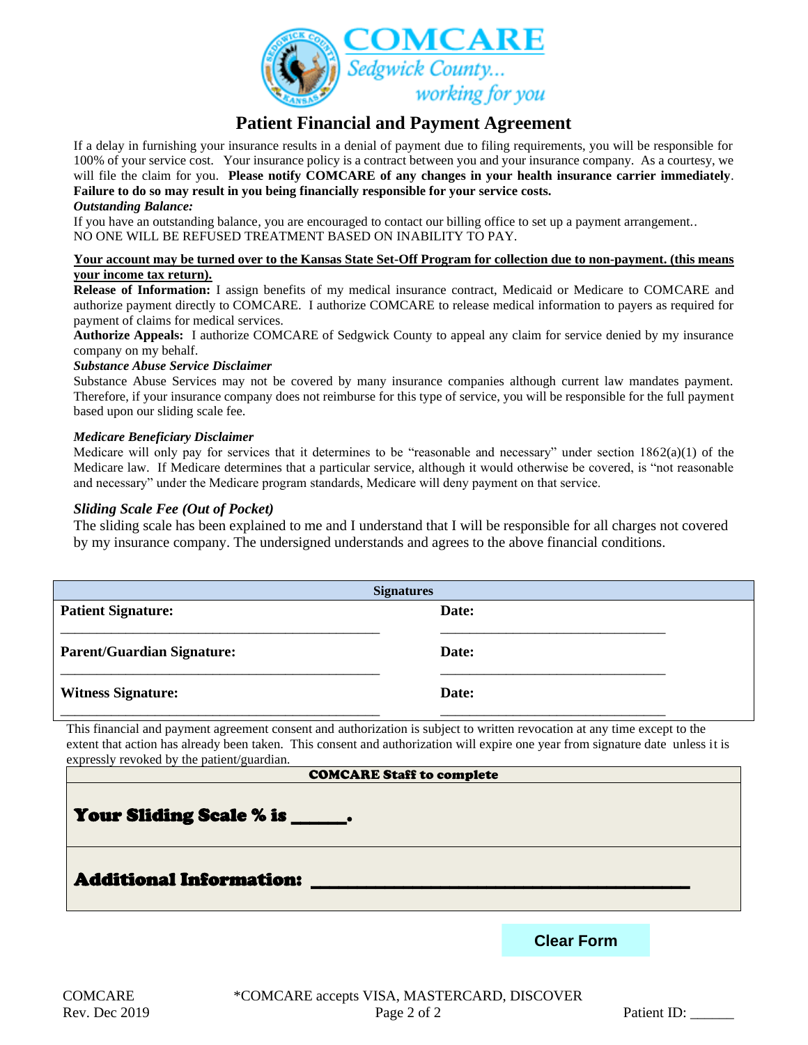COMCARE

Sedgwick County...
working for you

# Patient Financial and Payment Agreement

If a delay in furnishing your insurance results in a denial of payment due to filing requirements, you will be responsible for 100% of your service cost. Your insurance policy is a contract between you and your insurance company. As a courtesy, we will file the claim for you. **Please notify COMCARE of any changes in your health insurance carrier immediately**. **Failure to do so may result in you being financially responsible for your service costs.**

***Outstanding Balance:***

If you have an outstanding balance, you are encouraged to contact our billing office to set up a payment arrangement..
NO ONE WILL BE REFUSED TREATMENT BASED ON INABILITY TO PAY.

**Your account may be turned over to the Kansas State Set-Off Program for collection due to non-payment. (this means your income tax return).**

**Release of Information:** I assign benefits of my medical insurance contract, Medicaid or Medicare to COMCARE and authorize payment directly to COMCARE. I authorize COMCARE to release medical information to payers as required for payment of claims for medical services.

**Authorize Appeals:** I authorize COMCARE of Sedgwick County to appeal any claim for service denied by my insurance company on my behalf.

***Substance Abuse Service Disclaimer***

Substance Abuse Services may not be covered by many insurance companies although current law mandates payment. Therefore, if your insurance company does not reimburse for this type of service, you will be responsible for the full payment based upon our sliding scale fee.

***Medicare Beneficiary Disclaimer***

Medicare will only pay for services that it determines to be "reasonable and necessary" under section 1862(a)(1) of the Medicare law. If Medicare determines that a particular service, although it would otherwise be covered, is "not reasonable and necessary" under the Medicare program standards, Medicare will deny payment on that service.

***Sliding Scale Fee (Out of Pocket)***

The sliding scale has been explained to me and I understand that I will be responsible for all charges not covered by my insurance company. The undersigned understands and agrees to the above financial conditions.

| Signatures | |
|---|---|
| **Patient Signature:** ________________________ | **Date:** ________________ |
| **Parent/Guardian Signature:** ________________________ | **Date:** ________________ |
| **Witness Signature:** ________________________ | **Date:** ________________ |

This financial and payment agreement consent and authorization is subject to written revocation at any time except to the extent that action has already been taken. This consent and authorization will expire one year from signature date unless it is expressly revoked by the patient/guardian.

| COMCARE Staff to complete |
|---|
| **Your Sliding Scale % is \_\_\_\_\_.** |
| **Additional Information:** ________________________________ |

Clear Form

*COMCARE accepts VISA, MASTERCARD, DISCOVER

Patient ID: ______